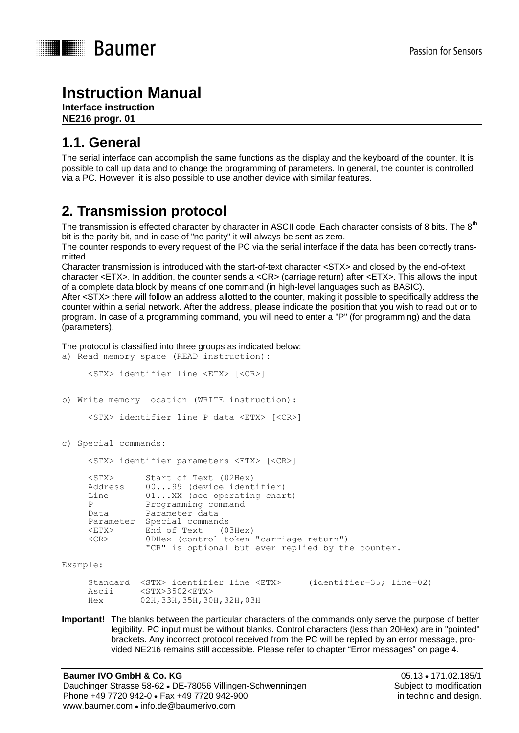# Instruction Manual

**Interface instruction**
**NE216 progr. 01**

## 1.1. General

The serial interface can accomplish the same functions as the display and the keyboard of the counter. It is possible to call up data and to change the programming of parameters. In general, the counter is controlled via a PC. However, it is also possible to use another device with similar features.

## 2. Transmission protocol

The transmission is effected character by character in ASCII code. Each character consists of 8 bits. The 8th bit is the parity bit, and in case of "no parity" it will always be sent as zero.
The counter responds to every request of the PC via the serial interface if the data has been correctly transmitted.
Character transmission is introduced with the start-of-text character <STX> and closed by the end-of-text character <ETX>. In addition, the counter sends a <CR> (carriage return) after <ETX>. This allows the input of a complete data block by means of one command (in high-level languages such as BASIC).
After <STX> there will follow an address allotted to the counter, making it possible to specifically address the counter within a serial network. After the address, please indicate the position that you wish to read out or to program. In case of a programming command, you will need to enter a "P" (for programming) and the data (parameters).

The protocol is classified into three groups as indicated below:

```
a) Read memory space (READ instruction):

     <STX> identifier line <ETX> [<CR>]


b) Write memory location (WRITE instruction):

     <STX> identifier line P data <ETX> [<CR>]


c) Special commands:

     <STX> identifier parameters <ETX> [<CR>]

     <STX>      Start of Text (02Hex)
     Address    00...99 (device identifier)
     Line       01...XX (see operating chart)
     P          Programming command
     Data       Parameter data
     Parameter  Special commands
     <ETX>      End of Text   (03Hex)
     <CR>       0DHex (control token "carriage return")
                "CR" is optional but ever replied by the counter.

Example:

     Standard  <STX> identifier line <ETX>     (identifier=35; line=02)
     Ascii     <STX>3502<ETX>
     Hex       02H,33H,35H,30H,32H,03H
```

**Important!** The blanks between the particular characters of the commands only serve the purpose of better legibility. PC input must be without blanks. Control characters (less than 20Hex) are in "pointed" brackets. Any incorrect protocol received from the PC will be replied by an error message, provided NE216 remains still accessible. Please refer to chapter "Error messages" on page 4.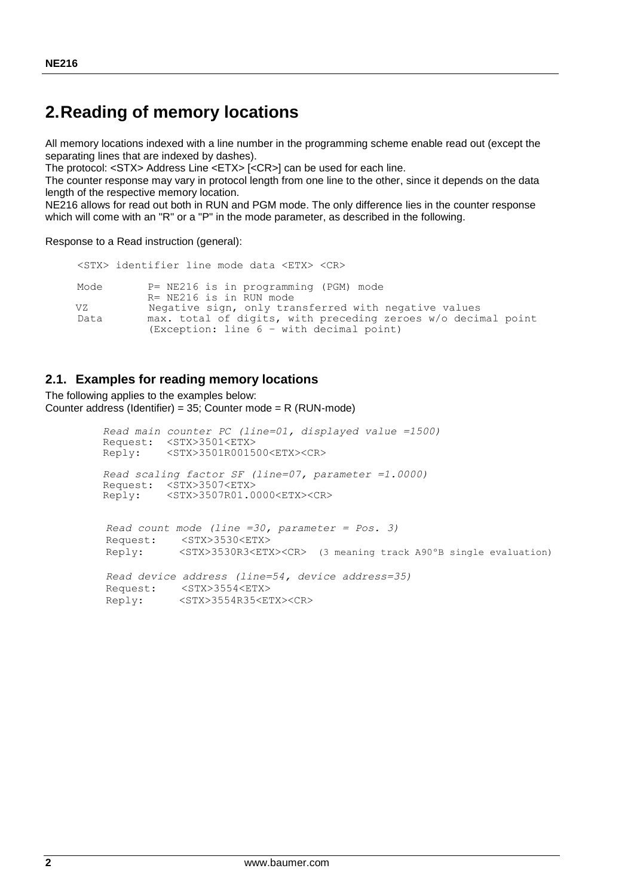# 2. Reading of memory locations

All memory locations indexed with a line number in the programming scheme enable read out (except the separating lines that are indexed by dashes).
The protocol: <STX> Address Line <ETX> [<CR>] can be used for each line.
The counter response may vary in protocol length from one line to the other, since it depends on the data length of the respective memory location.
NE216 allows for read out both in RUN and PGM mode. The only difference lies in the counter response which will come with an "R" or a "P" in the mode parameter, as described in the following.

Response to a Read instruction (general):

```
<STX> identifier line mode data <ETX> <CR>

Mode      P= NE216 is in programming (PGM) mode
          R= NE216 is in RUN mode
VZ        Negative sign, only transferred with negative values
Data      max. total of digits, with preceding zeroes w/o decimal point
          (Exception: line 6 – with decimal point)
```

## 2.1. Examples for reading memory locations

The following applies to the examples below:
Counter address (Identifier) = 35; Counter mode = R (RUN-mode)

```
Read main counter PC (line=01, displayed value =1500)
Request:  <STX>3501<ETX>
Reply:    <STX>3501R001500<ETX><CR>

Read scaling factor SF (line=07, parameter =1.0000)
Request:  <STX>3507<ETX>
Reply:    <STX>3507R01.0000<ETX><CR>

Read count mode (line =30, parameter = Pos. 3)
Request:  <STX>3530<ETX>
Reply:    <STX>3530R3<ETX><CR>  (3 meaning track A90°B single evaluation)

Read device address (line=54, device address=35)
Request:  <STX>3554<ETX>
Reply:    <STX>3554R35<ETX><CR>
```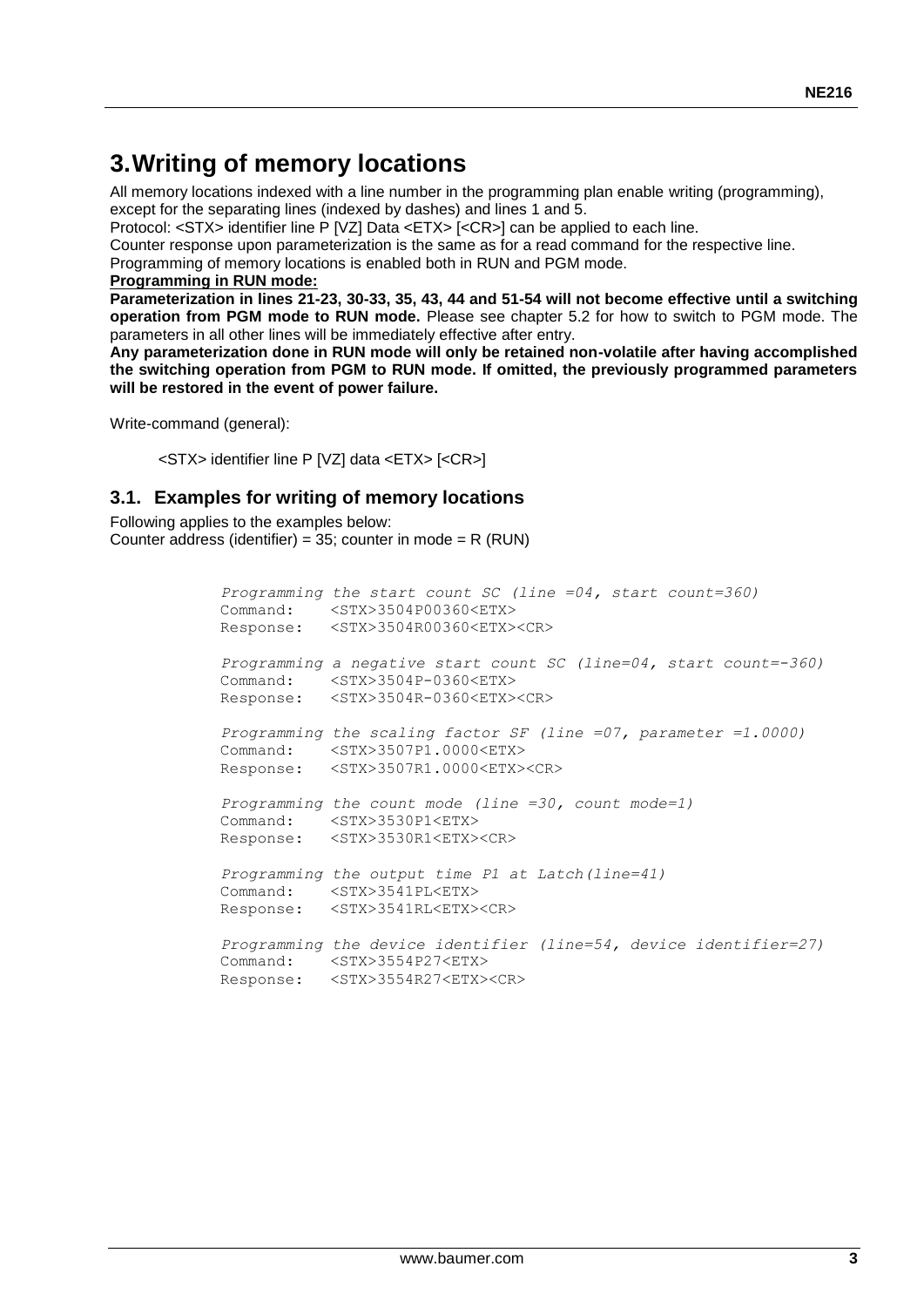# 3. Writing of memory locations

All memory locations indexed with a line number in the programming plan enable writing (programming), except for the separating lines (indexed by dashes) and lines 1 and 5.

Protocol: <STX> identifier line P [VZ] Data <ETX> [<CR>] can be applied to each line.

Counter response upon parameterization is the same as for a read command for the respective line.

Programming of memory locations is enabled both in RUN and PGM mode.

**Programming in RUN mode:**

**Parameterization in lines 21-23, 30-33, 35, 43, 44 and 51-54 will not become effective until a switching operation from PGM mode to RUN mode.** Please see chapter 5.2 for how to switch to PGM mode. The parameters in all other lines will be immediately effective after entry.

**Any parameterization done in RUN mode will only be retained non-volatile after having accomplished the switching operation from PGM to RUN mode. If omitted, the previously programmed parameters will be restored in the event of power failure.**

Write-command (general):

<STX> identifier line P [VZ] data <ETX> [<CR>]

## 3.1. Examples for writing of memory locations

Following applies to the examples below:
Counter address (identifier) = 35; counter in mode = R (RUN)

```
Programming the start count SC (line =04, start count=360)
Command:    <STX>3504P00360<ETX>
Response:   <STX>3504R00360<ETX><CR>

Programming a negative start count SC (line=04, start count=-360)
Command:    <STX>3504P-0360<ETX>
Response:   <STX>3504R-0360<ETX><CR>

Programming the scaling factor SF (line =07, parameter =1.0000)
Command:    <STX>3507P1.0000<ETX>
Response:   <STX>3507R1.0000<ETX><CR>

Programming the count mode (line =30, count mode=1)
Command:    <STX>3530P1<ETX>
Response:   <STX>3530R1<ETX><CR>

Programming the output time P1 at Latch(line=41)
Command:    <STX>3541PL<ETX>
Response:   <STX>3541RL<ETX><CR>

Programming the device identifier (line=54, device identifier=27)
Command:    <STX>3554P27<ETX>
Response:   <STX>3554R27<ETX><CR>
```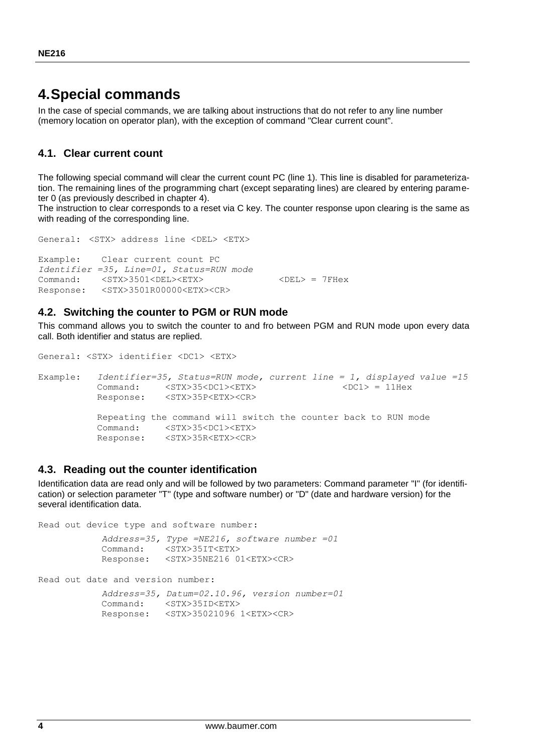# 4. Special commands

In the case of special commands, we are talking about instructions that do not refer to any line number (memory location on operator plan), with the exception of command "Clear current count".

## 4.1. Clear current count

The following special command will clear the current count PC (line 1). This line is disabled for parameterization. The remaining lines of the programming chart (except separating lines) are cleared by entering parameter 0 (as previously described in chapter 4).
The instruction to clear corresponds to a reset via C key. The counter response upon clearing is the same as with reading of the corresponding line.

```
General:  <STX> address line <DEL> <ETX>

Example:    Clear current count PC
Identifier =35, Line=01, Status=RUN mode
Command:    <STX>3501<DEL><ETX>              <DEL> = 7FHex
Response:   <STX>3501R00000<ETX><CR>
```

## 4.2. Switching the counter to PGM or RUN mode

This command allows you to switch the counter to and fro between PGM and RUN mode upon every data call. Both identifier and status are replied.

```
General: <STX> identifier <DC1> <ETX>

Example:   Identifier=35, Status=RUN mode, current line = 1, displayed value =15
           Command:     <STX>35<DC1><ETX>                  <DC1> = 11Hex
           Response:    <STX>35P<ETX><CR>

           Repeating the command will switch the counter back to RUN mode
           Command:     <STX>35<DC1><ETX>
           Response:    <STX>35R<ETX><CR>
```

## 4.3. Reading out the counter identification

Identification data are read only and will be followed by two parameters: Command parameter "I" (for identification) or selection parameter "T" (type and software number) or "D" (date and hardware version) for the several identification data.

```
Read out device type and software number:
            Address=35, Type =NE216, software number =01
            Command:    <STX>35IT<ETX>
            Response:   <STX>35NE216 01<ETX><CR>

Read out date and version number:
            Address=35, Datum=02.10.96, version number=01
            Command:    <STX>35ID<ETX>
            Response:   <STX>35021096 1<ETX><CR>
```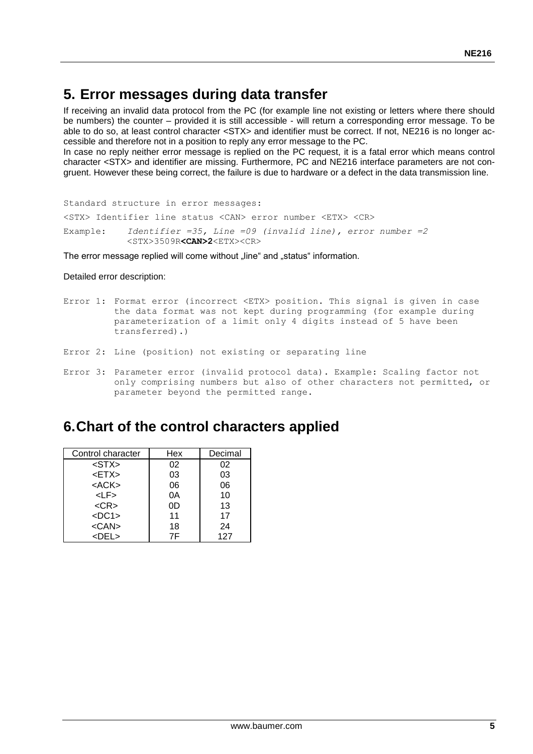# 5. Error messages during data transfer

If receiving an invalid data protocol from the PC (for example line not existing or letters where there should be numbers) the counter – provided it is still accessible - will return a corresponding error message. To be able to do so, at least control character <STX> and identifier must be correct. If not, NE216 is no longer accessible and therefore not in a position to reply any error message to the PC.
In case no reply neither error message is replied on the PC request, it is a fatal error which means control character <STX> and identifier are missing. Furthermore, PC and NE216 interface parameters are not congruent. However these being correct, the failure is due to hardware or a defect in the data transmission line.

```
Standard structure in error messages:
<STX> Identifier line status <CAN> error number <ETX> <CR>
Example:    Identifier =35, Line =09 (invalid line), error number =2
            <STX>3509R<CAN>2<ETX><CR>
```

The error message replied will come without „line" and „status" information.

Detailed error description:

```
Error 1: Format error (incorrect <ETX> position. This signal is given in case
         the data format was not kept during programming (for example during
         parameterization of a limit only 4 digits instead of 5 have been
         transferred).)

Error 2: Line (position) not existing or separating line

Error 3: Parameter error (invalid protocol data). Example: Scaling factor not
         only comprising numbers but also of other characters not permitted, or
         parameter beyond the permitted range.
```

# 6. Chart of the control characters applied

| Control character | Hex | Decimal |
|---|---|---|
| <STX> | 02 | 02 |
| <ETX> | 03 | 03 |
| <ACK> | 06 | 06 |
| <LF> | 0A | 10 |
| <CR> | 0D | 13 |
| <DC1> | 11 | 17 |
| <CAN> | 18 | 24 |
| <DEL> | 7F | 127 |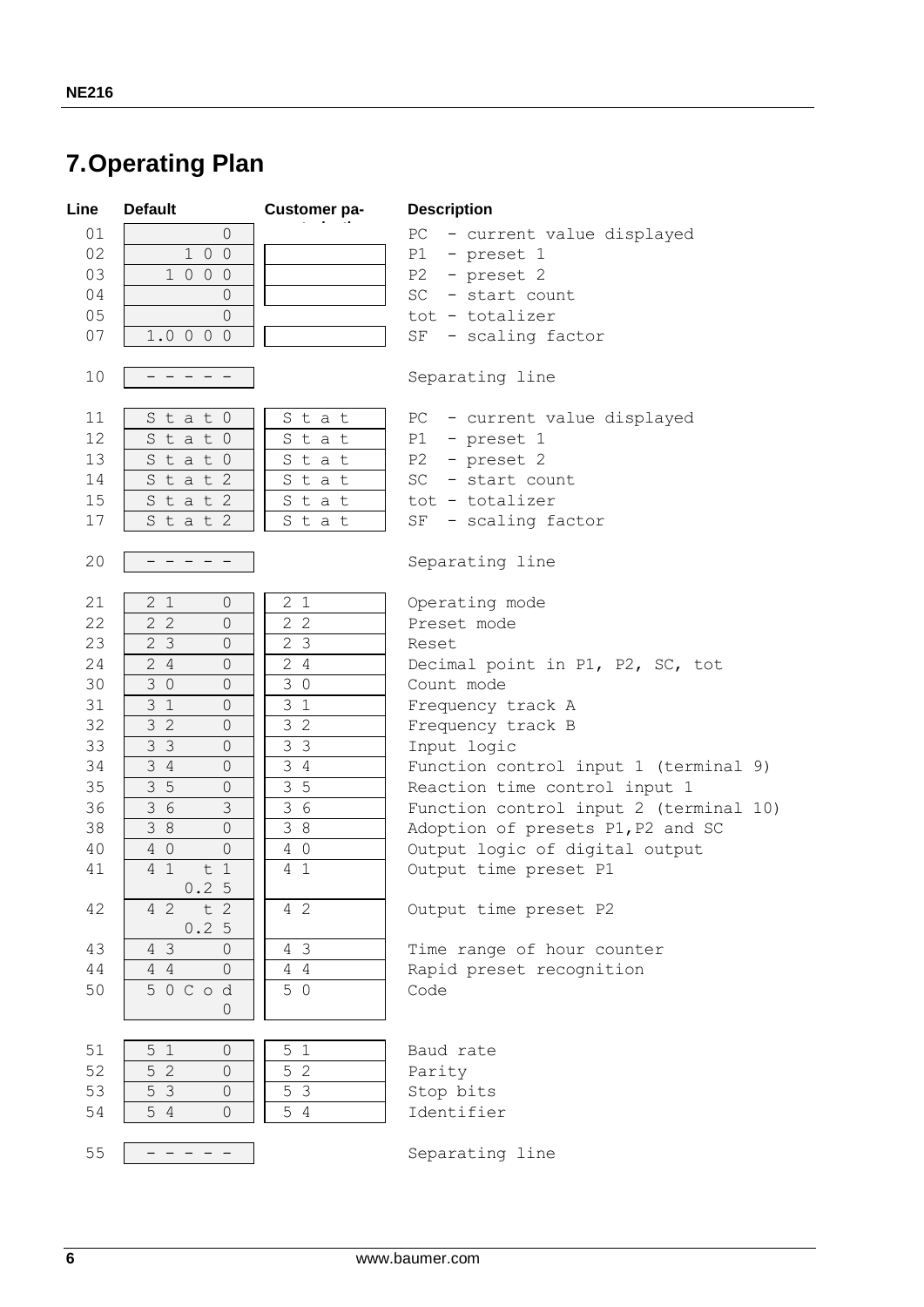# 7. Operating Plan

| Line | Default | Customer parameterization | Description |
|---|---|---|---|
| 01 | 0 | | PC - current value displayed |
| 02 | 1 0 0 | | P1 - preset 1 |
| 03 | 1 0 0 0 | | P2 - preset 2 |
| 04 | 0 | | SC - start count |
| 05 | 0 | | tot - totalizer |
| 07 | 1.0 0 0 0 | | SF - scaling factor |
| 10 | - - - - - | | Separating line |
| 11 | S t a t 0 | S t a t | PC - current value displayed |
| 12 | S t a t 0 | S t a t | P1 - preset 1 |
| 13 | S t a t 0 | S t a t | P2 - preset 2 |
| 14 | S t a t 2 | S t a t | SC - start count |
| 15 | S t a t 2 | S t a t | tot - totalizer |
| 17 | S t a t 2 | S t a t | SF - scaling factor |
| 20 | - - - - - | | Separating line |
| 21 | 2 1 0 | 2 1 | Operating mode |
| 22 | 2 2 0 | 2 2 | Preset mode |
| 23 | 2 3 0 | 2 3 | Reset |
| 24 | 2 4 0 | 2 4 | Decimal point in P1, P2, SC, tot |
| 30 | 3 0 0 | 3 0 | Count mode |
| 31 | 3 1 0 | 3 1 | Frequency track A |
| 32 | 3 2 0 | 3 2 | Frequency track B |
| 33 | 3 3 0 | 3 3 | Input logic |
| 34 | 3 4 0 | 3 4 | Function control input 1 (terminal 9) |
| 35 | 3 5 0 | 3 5 | Reaction time control input 1 |
| 36 | 3 6 3 | 3 6 | Function control input 2 (terminal 10) |
| 38 | 3 8 0 | 3 8 | Adoption of presets P1, P2 and SC |
| 40 | 4 0 0 | 4 0 | Output logic of digital output |
| 41 | 4 1 t 1 0.2 5 | 4 1 | Output time preset P1 |
| 42 | 4 2 t 2 0.2 5 | 4 2 | Output time preset P2 |
| 43 | 4 3 0 | 4 3 | Time range of hour counter |
| 44 | 4 4 0 | 4 4 | Rapid preset recognition |
| 50 | 5 0 C o d 0 | 5 0 | Code |
| 51 | 5 1 0 | 5 1 | Baud rate |
| 52 | 5 2 0 | 5 2 | Parity |
| 53 | 5 3 0 | 5 3 | Stop bits |
| 54 | 5 4 0 | 5 4 | Identifier |
| 55 | - - - - - | | Separating line |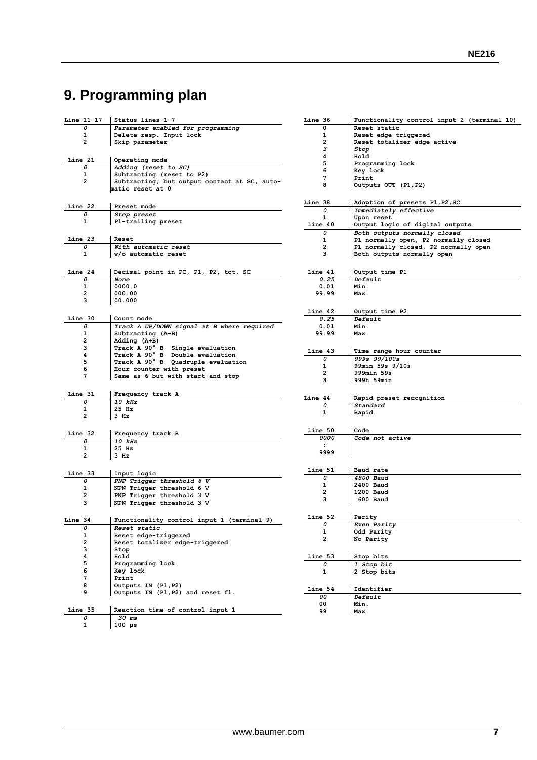# 9. Programming plan

| Line 11-17 | Status lines 1-7 |
|---|---|
| *0* | *Parameter enabled for programming* |
| 1 | Delete resp. Input lock |
| 2 | Skip parameter |

| Line 21 | Operating mode |
|---|---|
| *0* | *Adding (reset to SC)* |
| 1 | Subtracting (reset to P2) |
| 2 | Subtracting; but output contact at SC, automatic reset at 0 |

| Line 22 | Preset mode |
|---|---|
| *0* | *Step preset* |
| 1 | P1-trailing preset |

| Line 23 | Reset |
|---|---|
| *0* | *With automatic reset* |
| 1 | w/o automatic reset |

| Line 24 | Decimal point in PC, P1, P2, tot, SC |
|---|---|
| *0* | *None* |
| 1 | 0000.0 |
| 2 | 000.00 |
| 3 | 00.000 |

| Line 30 | Count mode |
|---|---|
| *0* | *Track A UP/DOWN signal at B where required* |
| 1 | Subtracting (A-B) |
| 2 | Adding (A+B) |
| 3 | Track A 90° B Single evaluation |
| 4 | Track A 90° B Double evaluation |
| 5 | Track A 90° B Quadruple evaluation |
| 6 | Hour counter with preset |
| 7 | Same as 6 but with start and stop |

| Line 31 | Frequency track A |
|---|---|
| *0* | *10 kHz* |
| 1 | 25 Hz |
| 2 | 3 Hz |

| Line 32 | Frequency track B |
|---|---|
| *0* | *10 kHz* |
| 1 | 25 Hz |
| 2 | 3 Hz |

| Line 33 | Input logic |
|---|---|
| *0* | *PNP Trigger threshold 6 V* |
| 1 | NPN Trigger threshold 6 V |
| 2 | PNP Trigger threshold 3 V |
| 3 | NPN Trigger threshold 3 V |

| Line 34 | Functionality control input 1 (terminal 9) |
|---|---|
| *0* | *Reset static* |
| 1 | Reset edge-triggered |
| 2 | Reset totalizer edge-triggered |
| 3 | Stop |
| 4 | Hold |
| 5 | Programming lock |
| 6 | Key lock |
| 7 | Print |
| 8 | Outputs IN (P1,P2) |
| 9 | Outputs IN (P1,P2) and reset fl. |

| Line 35 | Reaction time of control input 1 |
|---|---|
| *0* | *30 ms* |
| 1 | 100 µs |

| Line 36 | Functionality control input 2 (terminal 10) |
|---|---|
| 0 | Reset static |
| 1 | Reset edge-triggered |
| 2 | Reset totalizer edge-active |
| *3* | *Stop* |
| 4 | Hold |
| 5 | Programming lock |
| 6 | Key lock |
| 7 | Print |
| 8 | Outputs OUT (P1,P2) |

| Line 38 | Adoption of presets P1,P2,SC |
|---|---|
| *0* | *Immediately effective* |
| 1 | Upon reset |

| Line 40 | Output logic of digital outputs |
|---|---|
| *0* | *Both outputs normally closed* |
| 1 | P1 normally open, P2 normally closed |
| 2 | P1 normally closed, P2 normally open |
| 3 | Both outputs normally open |

| Line 41 | Output time P1 |
|---|---|
| *0.25* | *Default* |
| 0.01 | Min. |
| 99.99 | Max. |

| Line 42 | Output time P2 |
|---|---|
| *0.25* | *Default* |
| 0.01 | Min. |
| 99.99 | Max. |

| Line 43 | Time range hour counter |
|---|---|
| *0* | *999s 99/100s* |
| 1 | 99min 59s 9/10s |
| 2 | 999min 59s |
| 3 | 999h 59min |

| Line 44 | Rapid preset recognition |
|---|---|
| *0* | *Standard* |
| 1 | Rapid |

| Line 50 | Code |
|---|---|
| *0000* | *Code not active* |
| : | |
| 9999 | |

| Line 51 | Baud rate |
|---|---|
| *0* | *4800 Baud* |
| 1 | 2400 Baud |
| 2 | 1200 Baud |
| 3 | 600 Baud |

| Line 52 | Parity |
|---|---|
| *0* | *Even Parity* |
| 1 | Odd Parity |
| 2 | No Parity |

| Line 53 | Stop bits |
|---|---|
| *0* | *1 Stop bit* |
| 1 | 2 Stop bits |

| Line 54 | Identifier |
|---|---|
| *00* | *Default* |
| 00 | Min. |
| 99 | Max. |